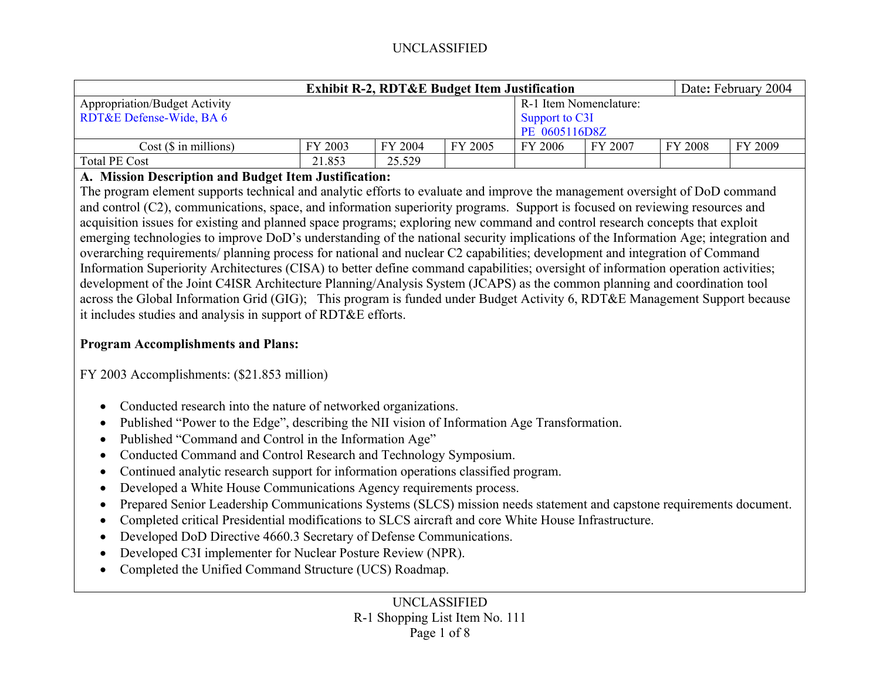UNCLASSIFIED

| Exhibit R-2, RDT&E Budget Item Justification | | | | | | Date: February 2004 | |
|---|---|---|---|---|---|---|---|
| Appropriation/Budget Activity<br>RDT&E Defense-Wide, BA 6 | | | | R-1 Item Nomenclature:<br>Support to C3I<br>PE 0605116D8Z | | | |
| Cost ($ in millions) | FY 2003 | FY 2004 | FY 2005 | FY 2006 | FY 2007 | FY 2008 | FY 2009 |
| Total PE Cost | 21.853 | 25.529 | | | | | |

**A. Mission Description and Budget Item Justification:**

The program element supports technical and analytic efforts to evaluate and improve the management oversight of DoD command and control (C2), communications, space, and information superiority programs. Support is focused on reviewing resources and acquisition issues for existing and planned space programs; exploring new command and control research concepts that exploit emerging technologies to improve DoD's understanding of the national security implications of the Information Age; integration and overarching requirements/ planning process for national and nuclear C2 capabilities; development and integration of Command Information Superiority Architectures (CISA) to better define command capabilities; oversight of information operation activities; development of the Joint C4ISR Architecture Planning/Analysis System (JCAPS) as the common planning and coordination tool across the Global Information Grid (GIG); This program is funded under Budget Activity 6, RDT&E Management Support because it includes studies and analysis in support of RDT&E efforts.

**Program Accomplishments and Plans:**

FY 2003 Accomplishments: ($21.853 million)

- Conducted research into the nature of networked organizations.
- Published "Power to the Edge", describing the NII vision of Information Age Transformation.
- Published "Command and Control in the Information Age"
- Conducted Command and Control Research and Technology Symposium.
- Continued analytic research support for information operations classified program.
- Developed a White House Communications Agency requirements process.
- Prepared Senior Leadership Communications Systems (SLCS) mission needs statement and capstone requirements document.
- Completed critical Presidential modifications to SLCS aircraft and core White House Infrastructure.
- Developed DoD Directive 4660.3 Secretary of Defense Communications.
- Developed C3I implementer for Nuclear Posture Review (NPR).
- Completed the Unified Command Structure (UCS) Roadmap.

UNCLASSIFIED
R-1 Shopping List Item No. 111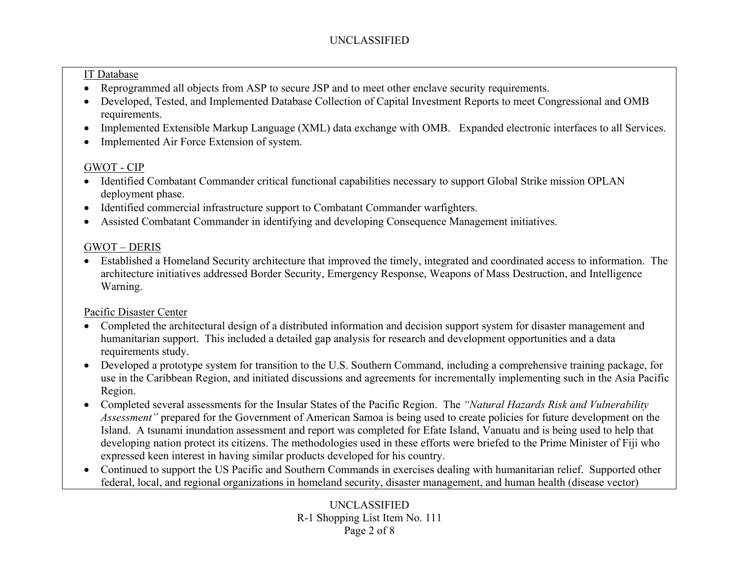IT Database

- Reprogrammed all objects from ASP to secure JSP and to meet other enclave security requirements.
- Developed, Tested, and Implemented Database Collection of Capital Investment Reports to meet Congressional and OMB requirements.
- Implemented Extensible Markup Language (XML) data exchange with OMB.   Expanded electronic interfaces to all Services.
- Implemented Air Force Extension of system.

GWOT - CIP

- Identified Combatant Commander critical functional capabilities necessary to support Global Strike mission OPLAN deployment phase.
- Identified commercial infrastructure support to Combatant Commander warfighters.
- Assisted Combatant Commander in identifying and developing Consequence Management initiatives.

GWOT – DERIS

- Established a Homeland Security architecture that improved the timely, integrated and coordinated access to information.  The architecture initiatives addressed Border Security, Emergency Response, Weapons of Mass Destruction, and Intelligence Warning.

Pacific Disaster Center

- Completed the architectural design of a distributed information and decision support system for disaster management and humanitarian support.  This included a detailed gap analysis for research and development opportunities and a data requirements study.
- Developed a prototype system for transition to the U.S. Southern Command, including a comprehensive training package, for use in the Caribbean Region, and initiated discussions and agreements for incrementally implementing such in the Asia Pacific Region.
- Completed several assessments for the Insular States of the Pacific Region.  The *"Natural Hazards Risk and Vulnerability Assessment"* prepared for the Government of American Samoa is being used to create policies for future development on the Island.  A tsunami inundation assessment and report was completed for Efate Island, Vanuatu and is being used to help that developing nation protect its citizens. The methodologies used in these efforts were briefed to the Prime Minister of Fiji who expressed keen interest in having similar products developed for his country.
- Continued to support the US Pacific and Southern Commands in exercises dealing with humanitarian relief.  Supported other federal, local, and regional organizations in homeland security, disaster management, and human health (disease vector)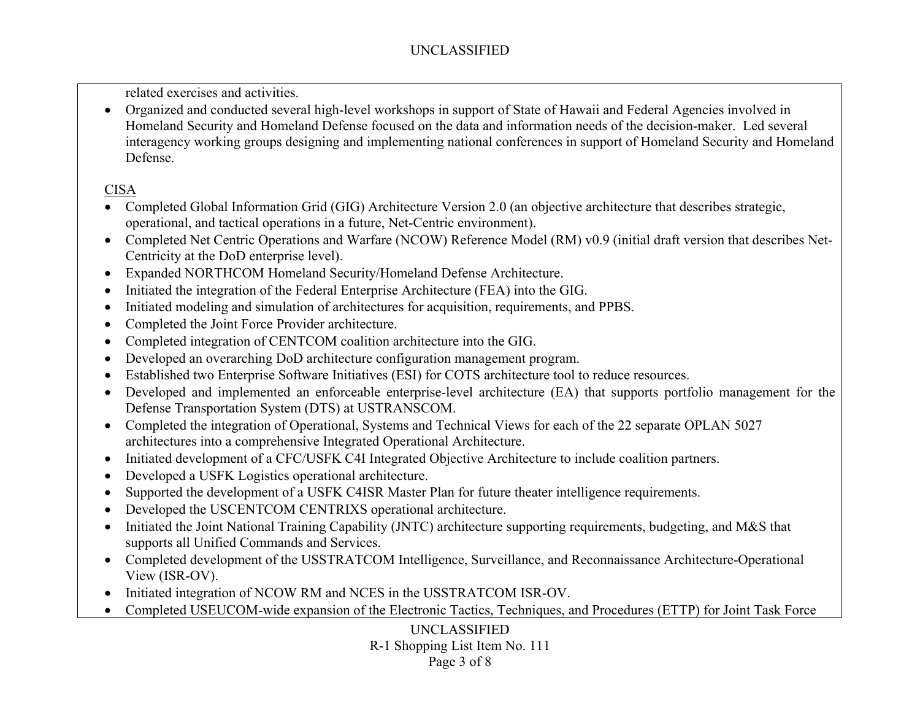related exercises and activities.

- Organized and conducted several high-level workshops in support of State of Hawaii and Federal Agencies involved in Homeland Security and Homeland Defense focused on the data and information needs of the decision-maker. Led several interagency working groups designing and implementing national conferences in support of Homeland Security and Homeland Defense.

<u>CISA</u>

- Completed Global Information Grid (GIG) Architecture Version 2.0 (an objective architecture that describes strategic, operational, and tactical operations in a future, Net-Centric environment).
- Completed Net Centric Operations and Warfare (NCOW) Reference Model (RM) v0.9 (initial draft version that describes Net-Centricity at the DoD enterprise level).
- Expanded NORTHCOM Homeland Security/Homeland Defense Architecture.
- Initiated the integration of the Federal Enterprise Architecture (FEA) into the GIG.
- Initiated modeling and simulation of architectures for acquisition, requirements, and PPBS.
- Completed the Joint Force Provider architecture.
- Completed integration of CENTCOM coalition architecture into the GIG.
- Developed an overarching DoD architecture configuration management program.
- Established two Enterprise Software Initiatives (ESI) for COTS architecture tool to reduce resources.
- Developed and implemented an enforceable enterprise-level architecture (EA) that supports portfolio management for the Defense Transportation System (DTS) at USTRANSCOM.
- Completed the integration of Operational, Systems and Technical Views for each of the 22 separate OPLAN 5027 architectures into a comprehensive Integrated Operational Architecture.
- Initiated development of a CFC/USFK C4I Integrated Objective Architecture to include coalition partners.
- Developed a USFK Logistics operational architecture.
- Supported the development of a USFK C4ISR Master Plan for future theater intelligence requirements.
- Developed the USCENTCOM CENTRIXS operational architecture.
- Initiated the Joint National Training Capability (JNTC) architecture supporting requirements, budgeting, and M&S that supports all Unified Commands and Services.
- Completed development of the USSTRATCOM Intelligence, Surveillance, and Reconnaissance Architecture-Operational View (ISR-OV).
- Initiated integration of NCOW RM and NCES in the USSTRATCOM ISR-OV.
- Completed USEUCOM-wide expansion of the Electronic Tactics, Techniques, and Procedures (ETTP) for Joint Task Force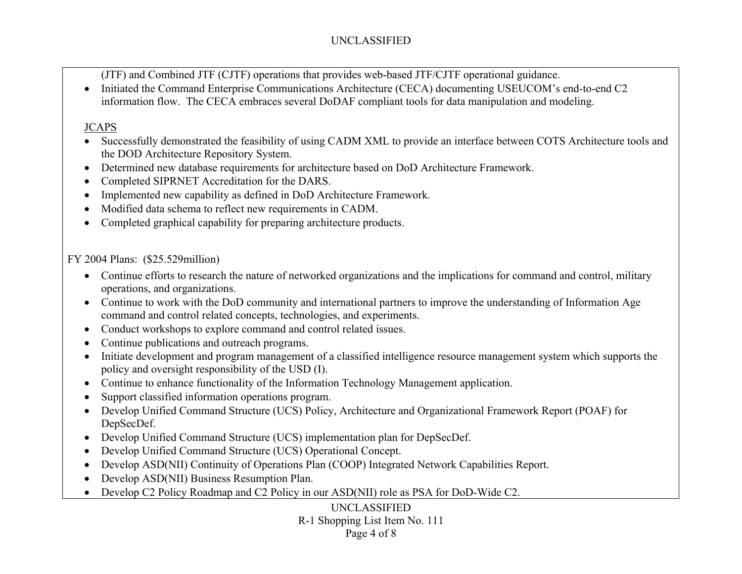(JTF) and Combined JTF (CJTF) operations that provides web-based JTF/CJTF operational guidance.

- Initiated the Command Enterprise Communications Architecture (CECA) documenting USEUCOM's end-to-end C2 information flow. The CECA embraces several DoDAF compliant tools for data manipulation and modeling.

JCAPS

- Successfully demonstrated the feasibility of using CADM XML to provide an interface between COTS Architecture tools and the DOD Architecture Repository System.
- Determined new database requirements for architecture based on DoD Architecture Framework.
- Completed SIPRNET Accreditation for the DARS.
- Implemented new capability as defined in DoD Architecture Framework.
- Modified data schema to reflect new requirements in CADM.
- Completed graphical capability for preparing architecture products.

FY 2004 Plans: ($25.529million)

- Continue efforts to research the nature of networked organizations and the implications for command and control, military operations, and organizations.
- Continue to work with the DoD community and international partners to improve the understanding of Information Age command and control related concepts, technologies, and experiments.
- Conduct workshops to explore command and control related issues.
- Continue publications and outreach programs.
- Initiate development and program management of a classified intelligence resource management system which supports the policy and oversight responsibility of the USD (I).
- Continue to enhance functionality of the Information Technology Management application.
- Support classified information operations program.
- Develop Unified Command Structure (UCS) Policy, Architecture and Organizational Framework Report (POAF) for DepSecDef.
- Develop Unified Command Structure (UCS) implementation plan for DepSecDef.
- Develop Unified Command Structure (UCS) Operational Concept.
- Develop ASD(NII) Continuity of Operations Plan (COOP) Integrated Network Capabilities Report.
- Develop ASD(NII) Business Resumption Plan.
- Develop C2 Policy Roadmap and C2 Policy in our ASD(NII) role as PSA for DoD-Wide C2.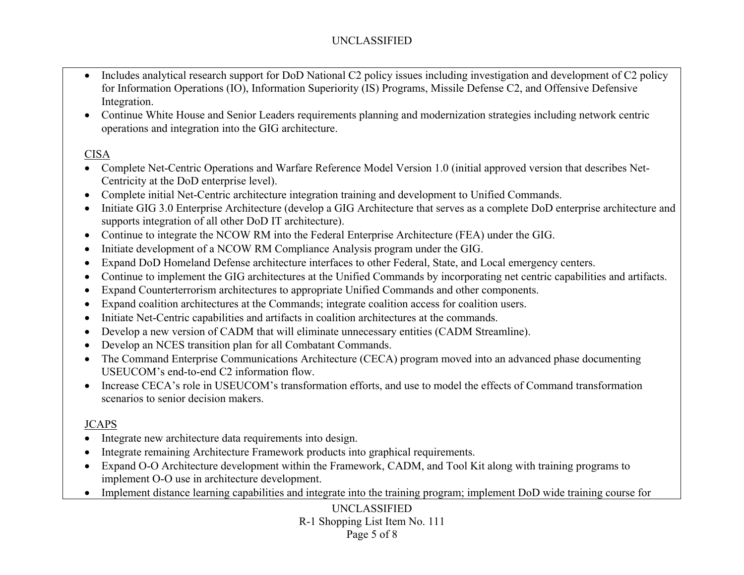- Includes analytical research support for DoD National C2 policy issues including investigation and development of C2 policy for Information Operations (IO), Information Superiority (IS) Programs, Missile Defense C2, and Offensive Defensive Integration.
- Continue White House and Senior Leaders requirements planning and modernization strategies including network centric operations and integration into the GIG architecture.

CISA

- Complete Net-Centric Operations and Warfare Reference Model Version 1.0 (initial approved version that describes Net-Centricity at the DoD enterprise level).
- Complete initial Net-Centric architecture integration training and development to Unified Commands.
- Initiate GIG 3.0 Enterprise Architecture (develop a GIG Architecture that serves as a complete DoD enterprise architecture and supports integration of all other DoD IT architecture).
- Continue to integrate the NCOW RM into the Federal Enterprise Architecture (FEA) under the GIG.
- Initiate development of a NCOW RM Compliance Analysis program under the GIG.
- Expand DoD Homeland Defense architecture interfaces to other Federal, State, and Local emergency centers.
- Continue to implement the GIG architectures at the Unified Commands by incorporating net centric capabilities and artifacts.
- Expand Counterterrorism architectures to appropriate Unified Commands and other components.
- Expand coalition architectures at the Commands; integrate coalition access for coalition users.
- Initiate Net-Centric capabilities and artifacts in coalition architectures at the commands.
- Develop a new version of CADM that will eliminate unnecessary entities (CADM Streamline).
- Develop an NCES transition plan for all Combatant Commands.
- The Command Enterprise Communications Architecture (CECA) program moved into an advanced phase documenting USEUCOM's end-to-end C2 information flow.
- Increase CECA's role in USEUCOM's transformation efforts, and use to model the effects of Command transformation scenarios to senior decision makers.

JCAPS

- Integrate new architecture data requirements into design.
- Integrate remaining Architecture Framework products into graphical requirements.
- Expand O-O Architecture development within the Framework, CADM, and Tool Kit along with training programs to implement O-O use in architecture development.
- Implement distance learning capabilities and integrate into the training program; implement DoD wide training course for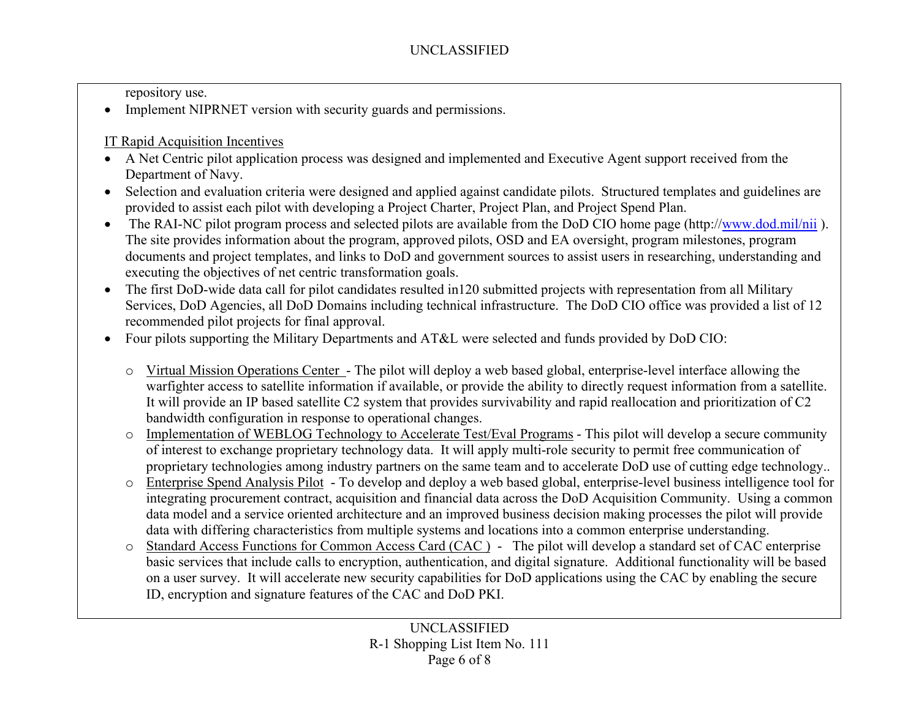repository use.

- Implement NIPRNET version with security guards and permissions.

IT Rapid Acquisition Incentives

- A Net Centric pilot application process was designed and implemented and Executive Agent support received from the Department of Navy.
- Selection and evaluation criteria were designed and applied against candidate pilots. Structured templates and guidelines are provided to assist each pilot with developing a Project Charter, Project Plan, and Project Spend Plan.
- The RAI-NC pilot program process and selected pilots are available from the DoD CIO home page (http://www.dod.mil/nii ). The site provides information about the program, approved pilots, OSD and EA oversight, program milestones, program documents and project templates, and links to DoD and government sources to assist users in researching, understanding and executing the objectives of net centric transformation goals.
- The first DoD-wide data call for pilot candidates resulted in120 submitted projects with representation from all Military Services, DoD Agencies, all DoD Domains including technical infrastructure. The DoD CIO office was provided a list of 12 recommended pilot projects for final approval.
- Four pilots supporting the Military Departments and AT&L were selected and funds provided by DoD CIO:

  - Virtual Mission Operations Center - The pilot will deploy a web based global, enterprise-level interface allowing the warfighter access to satellite information if available, or provide the ability to directly request information from a satellite. It will provide an IP based satellite C2 system that provides survivability and rapid reallocation and prioritization of C2 bandwidth configuration in response to operational changes.
  - Implementation of WEBLOG Technology to Accelerate Test/Eval Programs - This pilot will develop a secure community of interest to exchange proprietary technology data. It will apply multi-role security to permit free communication of proprietary technologies among industry partners on the same team and to accelerate DoD use of cutting edge technology..
  - Enterprise Spend Analysis Pilot - To develop and deploy a web based global, enterprise-level business intelligence tool for integrating procurement contract, acquisition and financial data across the DoD Acquisition Community. Using a common data model and a service oriented architecture and an improved business decision making processes the pilot will provide data with differing characteristics from multiple systems and locations into a common enterprise understanding.
  - Standard Access Functions for Common Access Card (CAC ) - The pilot will develop a standard set of CAC enterprise basic services that include calls to encryption, authentication, and digital signature. Additional functionality will be based on a user survey. It will accelerate new security capabilities for DoD applications using the CAC by enabling the secure ID, encryption and signature features of the CAC and DoD PKI.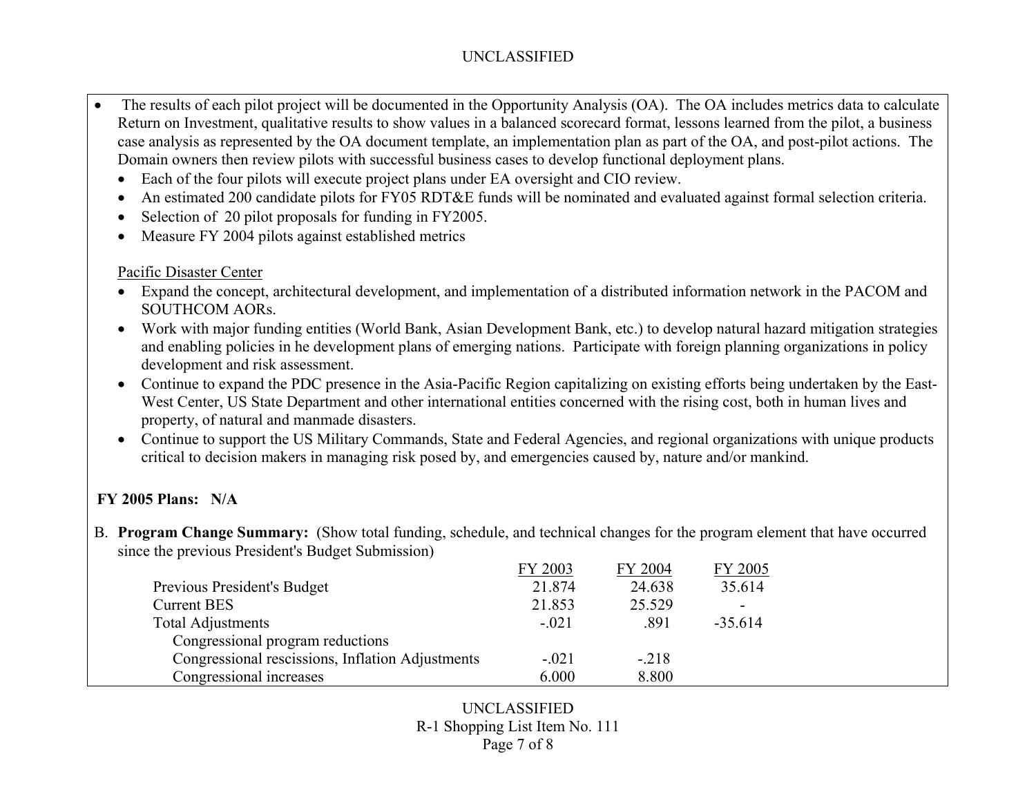- The results of each pilot project will be documented in the Opportunity Analysis (OA). The OA includes metrics data to calculate Return on Investment, qualitative results to show values in a balanced scorecard format, lessons learned from the pilot, a business case analysis as represented by the OA document template, an implementation plan as part of the OA, and post-pilot actions. The Domain owners then review pilots with successful business cases to develop functional deployment plans.
  - Each of the four pilots will execute project plans under EA oversight and CIO review.
  - An estimated 200 candidate pilots for FY05 RDT&E funds will be nominated and evaluated against formal selection criteria.
  - Selection of 20 pilot proposals for funding in FY2005.
  - Measure FY 2004 pilots against established metrics

Pacific Disaster Center

- Expand the concept, architectural development, and implementation of a distributed information network in the PACOM and SOUTHCOM AORs.
- Work with major funding entities (World Bank, Asian Development Bank, etc.) to develop natural hazard mitigation strategies and enabling policies in he development plans of emerging nations. Participate with foreign planning organizations in policy development and risk assessment.
- Continue to expand the PDC presence in the Asia-Pacific Region capitalizing on existing efforts being undertaken by the East-West Center, US State Department and other international entities concerned with the rising cost, both in human lives and property, of natural and manmade disasters.
- Continue to support the US Military Commands, State and Federal Agencies, and regional organizations with unique products critical to decision makers in managing risk posed by, and emergencies caused by, nature and/or mankind.

**FY 2005 Plans: N/A**

B. **Program Change Summary:** (Show total funding, schedule, and technical changes for the program element that have occurred since the previous President's Budget Submission)

| | FY 2003 | FY 2004 | FY 2005 |
|---|---|---|---|
| Previous President's Budget | 21.874 | 24.638 | 35.614 |
| Current BES | 21.853 | 25.529 | - |
| Total Adjustments | -.021 | .891 | -35.614 |
| Congressional program reductions | | | |
| Congressional rescissions, Inflation Adjustments | -.021 | -.218 | |
| Congressional increases | 6.000 | 8.800 | |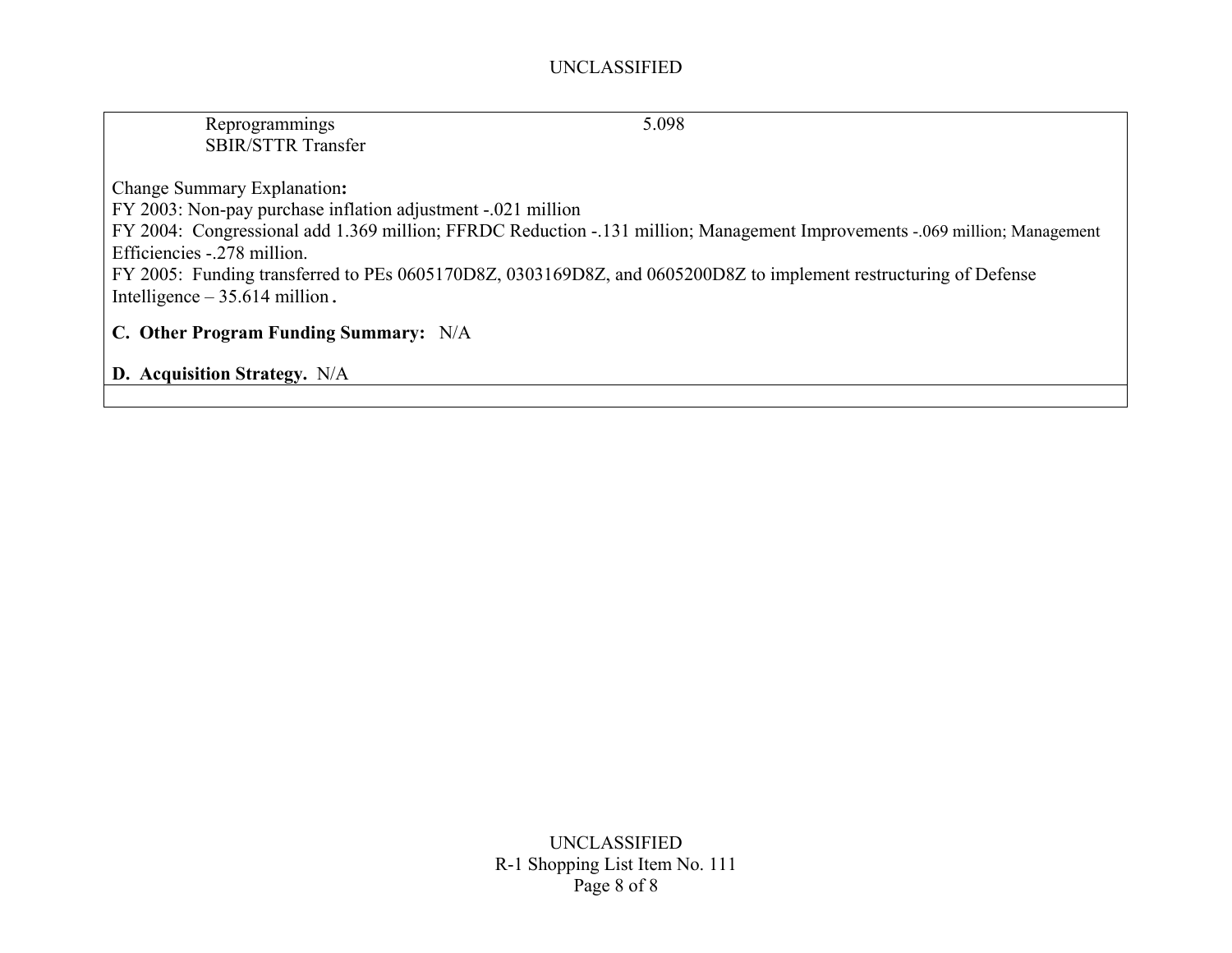| | |
|---|---|
| Reprogrammings | 5.098 |
| SBIR/STTR Transfer | |

Change Summary Explanation**:**
FY 2003: Non-pay purchase inflation adjustment -.021 million
FY 2004: Congressional add 1.369 million; FFRDC Reduction -.131 million; Management Improvements -.069 million; Management Efficiencies -.278 million.
FY 2005: Funding transferred to PEs 0605170D8Z, 0303169D8Z, and 0605200D8Z to implement restructuring of Defense Intelligence – 35.614 million**.**

**C. Other Program Funding Summary:** N/A

**D. Acquisition Strategy.** N/A